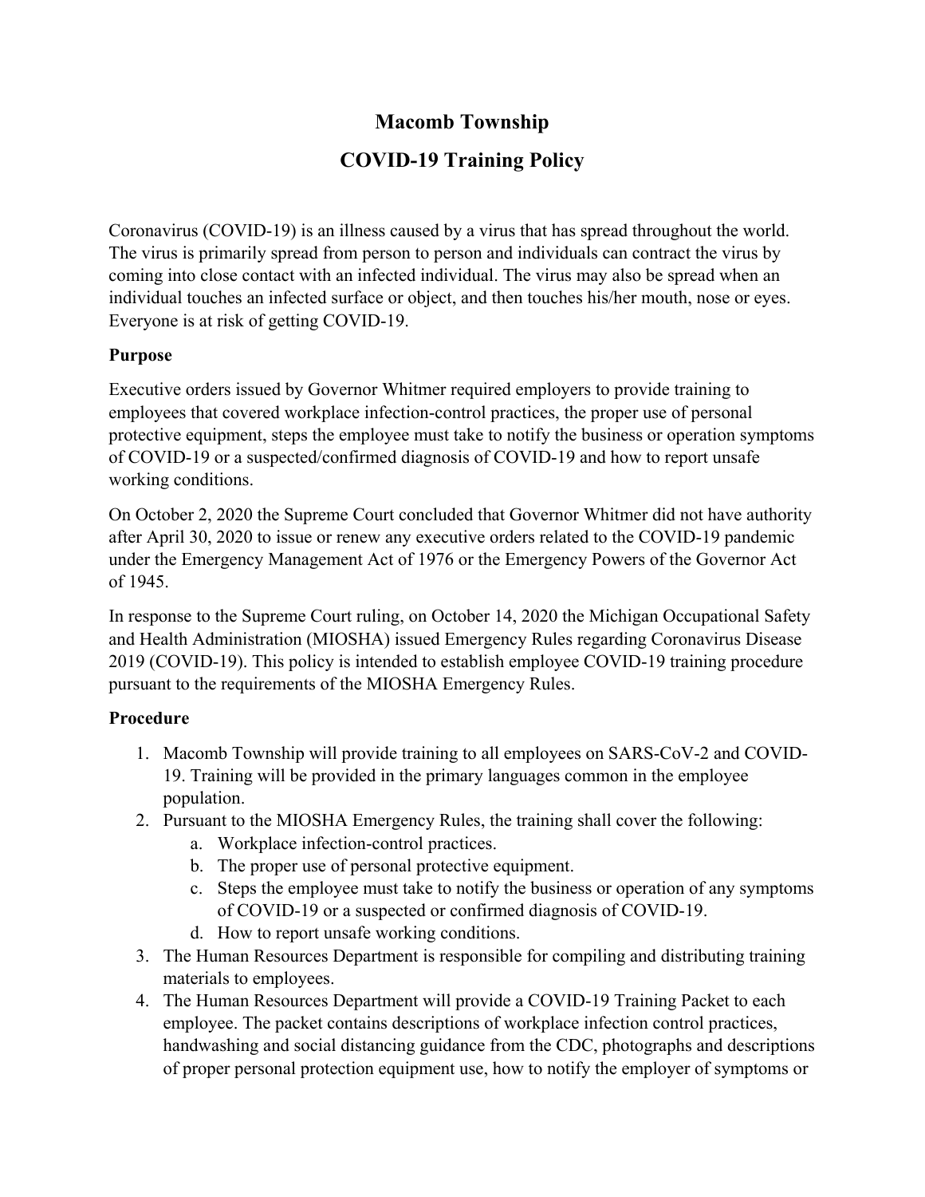# Macomb Township

# COVID-19 Training Policy

Coronavirus (COVID-19) is an illness caused by a virus that has spread throughout the world. The virus is primarily spread from person to person and individuals can contract the virus by coming into close contact with an infected individual. The virus may also be spread when an individual touches an infected surface or object, and then touches his/her mouth, nose or eyes. Everyone is at risk of getting COVID-19.

**Purpose**

Executive orders issued by Governor Whitmer required employers to provide training to employees that covered workplace infection-control practices, the proper use of personal protective equipment, steps the employee must take to notify the business or operation symptoms of COVID-19 or a suspected/confirmed diagnosis of COVID-19 and how to report unsafe working conditions.

On October 2, 2020 the Supreme Court concluded that Governor Whitmer did not have authority after April 30, 2020 to issue or renew any executive orders related to the COVID-19 pandemic under the Emergency Management Act of 1976 or the Emergency Powers of the Governor Act of 1945.

In response to the Supreme Court ruling, on October 14, 2020 the Michigan Occupational Safety and Health Administration (MIOSHA) issued Emergency Rules regarding Coronavirus Disease 2019 (COVID-19). This policy is intended to establish employee COVID-19 training procedure pursuant to the requirements of the MIOSHA Emergency Rules.

**Procedure**

1. Macomb Township will provide training to all employees on SARS-CoV-2 and COVID-19. Training will be provided in the primary languages common in the employee population.
2. Pursuant to the MIOSHA Emergency Rules, the training shall cover the following:
    a. Workplace infection-control practices.
    b. The proper use of personal protective equipment.
    c. Steps the employee must take to notify the business or operation of any symptoms of COVID-19 or a suspected or confirmed diagnosis of COVID-19.
    d. How to report unsafe working conditions.
3. The Human Resources Department is responsible for compiling and distributing training materials to employees.
4. The Human Resources Department will provide a COVID-19 Training Packet to each employee. The packet contains descriptions of workplace infection control practices, handwashing and social distancing guidance from the CDC, photographs and descriptions of proper personal protection equipment use, how to notify the employer of symptoms or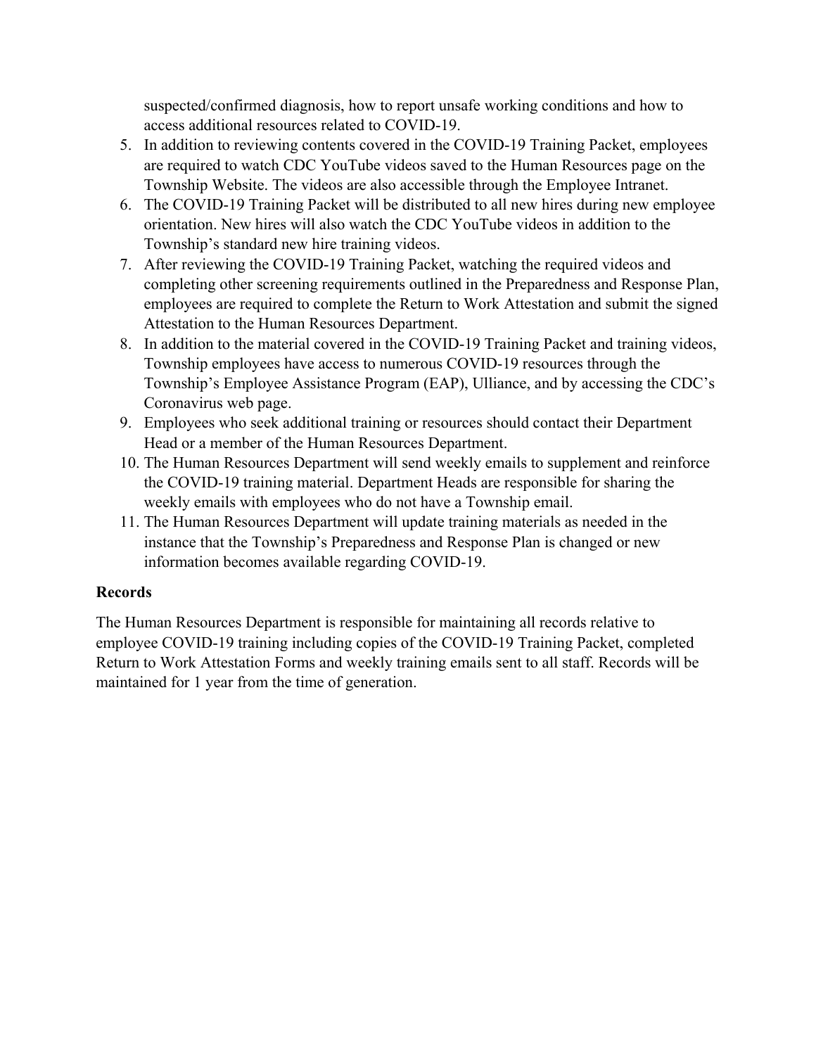suspected/confirmed diagnosis, how to report unsafe working conditions and how to access additional resources related to COVID-19.

5. In addition to reviewing contents covered in the COVID-19 Training Packet, employees are required to watch CDC YouTube videos saved to the Human Resources page on the Township Website. The videos are also accessible through the Employee Intranet.
6. The COVID-19 Training Packet will be distributed to all new hires during new employee orientation. New hires will also watch the CDC YouTube videos in addition to the Township's standard new hire training videos.
7. After reviewing the COVID-19 Training Packet, watching the required videos and completing other screening requirements outlined in the Preparedness and Response Plan, employees are required to complete the Return to Work Attestation and submit the signed Attestation to the Human Resources Department.
8. In addition to the material covered in the COVID-19 Training Packet and training videos, Township employees have access to numerous COVID-19 resources through the Township's Employee Assistance Program (EAP), Ulliance, and by accessing the CDC's Coronavirus web page.
9. Employees who seek additional training or resources should contact their Department Head or a member of the Human Resources Department.
10. The Human Resources Department will send weekly emails to supplement and reinforce the COVID-19 training material. Department Heads are responsible for sharing the weekly emails with employees who do not have a Township email.
11. The Human Resources Department will update training materials as needed in the instance that the Township's Preparedness and Response Plan is changed or new information becomes available regarding COVID-19.

**Records**

The Human Resources Department is responsible for maintaining all records relative to employee COVID-19 training including copies of the COVID-19 Training Packet, completed Return to Work Attestation Forms and weekly training emails sent to all staff. Records will be maintained for 1 year from the time of generation.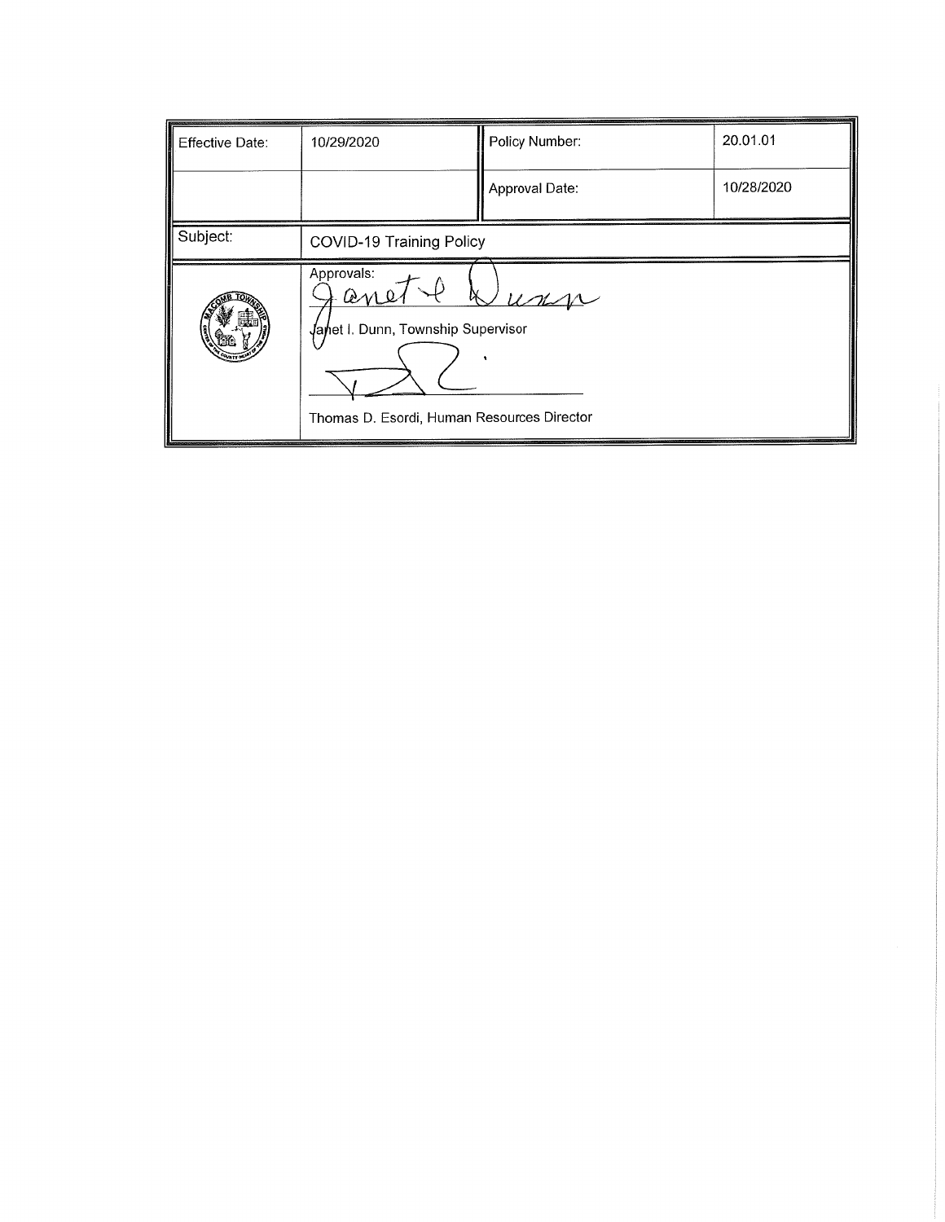| | | | |
|---|---|---|---|
| Effective Date: | 10/29/2020 | Policy Number: | 20.01.01 |
| | | Approval Date: | 10/28/2020 |
| Subject: | COVID-19 Training Policy | | |
| | Approvals:<br>Janet I. Dunn, Township Supervisor<br>Thomas D. Esordi, Human Resources Director | | |